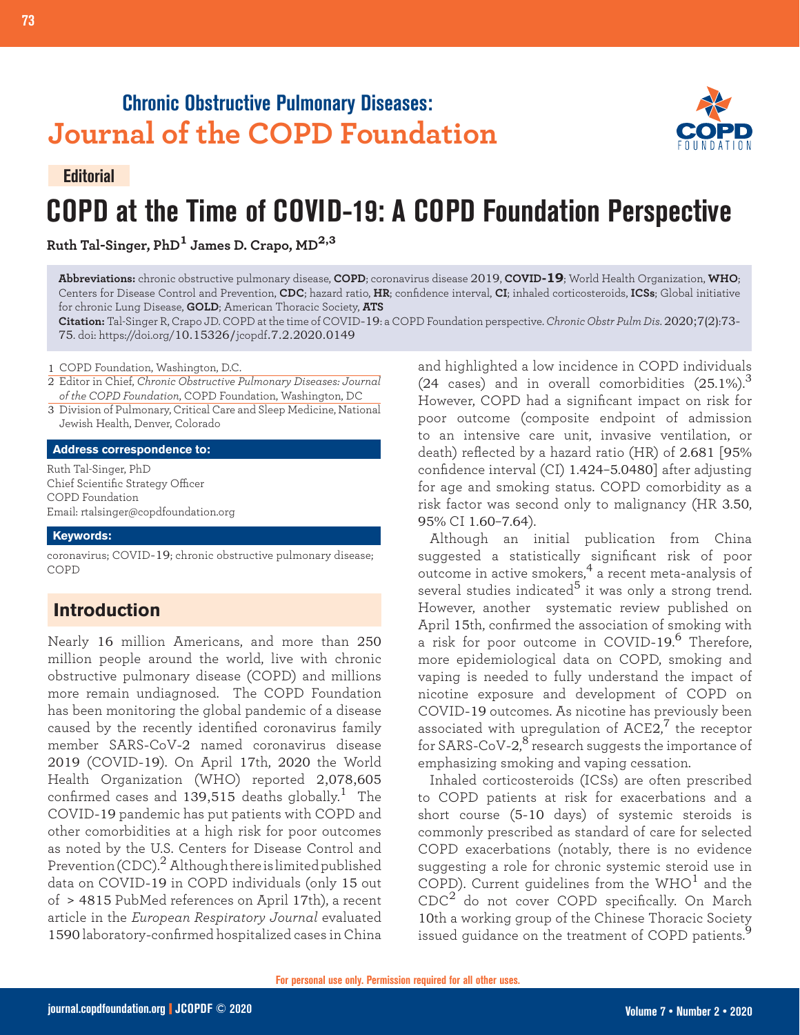### Chronic Obstructive Pulmonary Diseases:
## Journal of the COPD Foundation

**Editorial**

# COPD at the Time of COVID-19: A COPD Foundation Perspective

**Ruth Tal-Singer, PhD[1] James D. Crapo, MD[2,3]**

**Abbreviations:** chronic obstructive pulmonary disease, **COPD**; coronavirus disease 2019, **COVID-19**; World Health Organization, **WHO**; Centers for Disease Control and Prevention, **CDC**; hazard ratio, **HR**; confidence interval, **CI**; inhaled corticosteroids, **ICSs**; Global initiative for chronic Lung Disease, **GOLD**; American Thoracic Society, **ATS**

**Citation:** Tal-Singer R, Crapo JD. COPD at the time of COVID-19: a COPD Foundation perspective. *Chronic Obstr Pulm Dis*. 2020;7(2):73-75. doi: https://doi.org/10.15326/jcopdf.7.2.2020.0149

1 COPD Foundation, Washington, D.C.

2 Editor in Chief, *Chronic Obstructive Pulmonary Diseases: Journal of the COPD Foundation*, COPD Foundation, Washington, DC

3 Division of Pulmonary, Critical Care and Sleep Medicine, National Jewish Health, Denver, Colorado

**Address correspondence to:**

Ruth Tal-Singer, PhD
Chief Scientific Strategy Officer
COPD Foundation
Email: rtalsinger@copdfoundation.org

**Keywords:**

coronavirus; COVID-19; chronic obstructive pulmonary disease; COPD

## Introduction

Nearly 16 million Americans, and more than 250 million people around the world, live with chronic obstructive pulmonary disease (COPD) and millions more remain undiagnosed. The COPD Foundation has been monitoring the global pandemic of a disease caused by the recently identified coronavirus family member SARS-CoV-2 named coronavirus disease 2019 (COVID-19). On April 17th, 2020 the World Health Organization (WHO) reported 2,078,605 confirmed cases and 139,515 deaths globally.[1] The COVID-19 pandemic has put patients with COPD and other comorbidities at a high risk for poor outcomes as noted by the U.S. Centers for Disease Control and Prevention (CDC).[2] Although there is limited published data on COVID-19 in COPD individuals (only 15 out of > 4815 PubMed references on April 17th), a recent article in the *European Respiratory Journal* evaluated 1590 laboratory-confirmed hospitalized cases in China and highlighted a low incidence in COPD individuals (24 cases) and in overall comorbidities (25.1%).[3] However, COPD had a significant impact on risk for poor outcome (composite endpoint of admission to an intensive care unit, invasive ventilation, or death) reflected by a hazard ratio (HR) of 2.681 [95% confidence interval (CI) 1.424–5.0480] after adjusting for age and smoking status. COPD comorbidity as a risk factor was second only to malignancy (HR 3.50, 95% CI 1.60–7.64).

Although an initial publication from China suggested a statistically significant risk of poor outcome in active smokers,[4] a recent meta-analysis of several studies indicated[5] it was only a strong trend. However, another systematic review published on April 15th, confirmed the association of smoking with a risk for poor outcome in COVID-19.[6] Therefore, more epidemiological data on COPD, smoking and vaping is needed to fully understand the impact of nicotine exposure and development of COPD on COVID-19 outcomes. As nicotine has previously been associated with upregulation of ACE2,[7] the receptor for SARS-CoV-2,[8] research suggests the importance of emphasizing smoking and vaping cessation.

Inhaled corticosteroids (ICSs) are often prescribed to COPD patients at risk for exacerbations and a short course (5-10 days) of systemic steroids is commonly prescribed as standard of care for selected COPD exacerbations (notably, there is no evidence suggesting a role for chronic systemic steroid use in COPD). Current guidelines from the WHO[1] and the CDC[2] do not cover COPD specifically. On March 10th a working group of the Chinese Thoracic Society issued guidance on the treatment of COPD patients.[9]

For personal use only. Permission required for all other uses.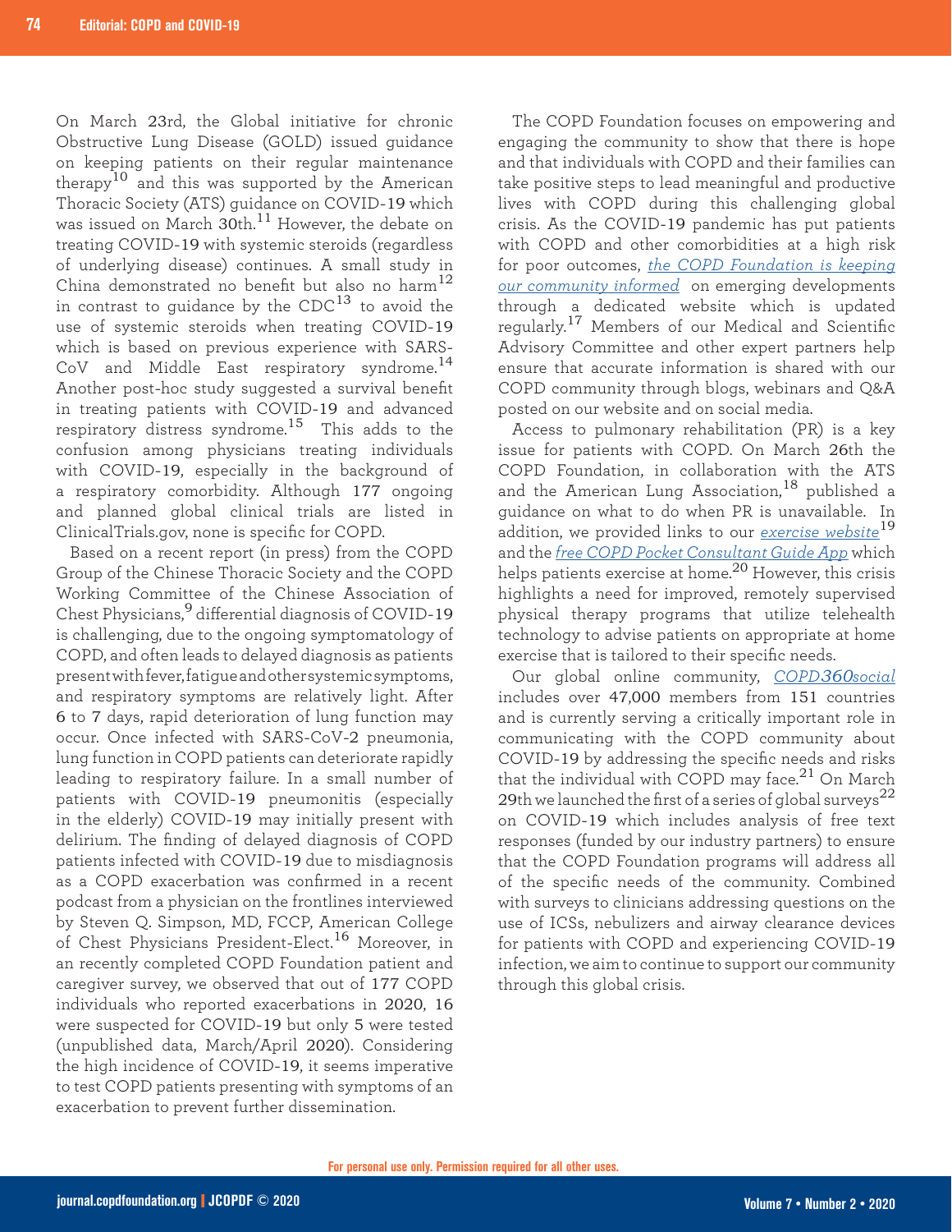On March 23rd, the Global initiative for chronic Obstructive Lung Disease (GOLD) issued guidance on keeping patients on their regular maintenance therapy[10] and this was supported by the American Thoracic Society (ATS) guidance on COVID-19 which was issued on March 30th.[11] However, the debate on treating COVID-19 with systemic steroids (regardless of underlying disease) continues. A small study in China demonstrated no benefit but also no harm[12] in contrast to guidance by the CDC[13] to avoid the use of systemic steroids when treating COVID-19 which is based on previous experience with SARS-CoV and Middle East respiratory syndrome.[14] Another post-hoc study suggested a survival benefit in treating patients with COVID-19 and advanced respiratory distress syndrome.[15] This adds to the confusion among physicians treating individuals with COVID-19, especially in the background of a respiratory comorbidity. Although 177 ongoing and planned global clinical trials are listed in ClinicalTrials.gov, none is specific for COPD.

Based on a recent report (in press) from the COPD Group of the Chinese Thoracic Society and the COPD Working Committee of the Chinese Association of Chest Physicians,[9] differential diagnosis of COVID-19 is challenging, due to the ongoing symptomatology of COPD, and often leads to delayed diagnosis as patients present with fever, fatigue and other systemic symptoms, and respiratory symptoms are relatively light. After 6 to 7 days, rapid deterioration of lung function may occur. Once infected with SARS-CoV-2 pneumonia, lung function in COPD patients can deteriorate rapidly leading to respiratory failure. In a small number of patients with COVID-19 pneumonitis (especially in the elderly) COVID-19 may initially present with delirium. The finding of delayed diagnosis of COPD patients infected with COVID-19 due to misdiagnosis as a COPD exacerbation was confirmed in a recent podcast from a physician on the frontlines interviewed by Steven Q. Simpson, MD, FCCP, American College of Chest Physicians President-Elect.[16] Moreover, in an recently completed COPD Foundation patient and caregiver survey, we observed that out of 177 COPD individuals who reported exacerbations in 2020, 16 were suspected for COVID-19 but only 5 were tested (unpublished data, March/April 2020). Considering the high incidence of COVID-19, it seems imperative to test COPD patients presenting with symptoms of an exacerbation to prevent further dissemination.

The COPD Foundation focuses on empowering and engaging the community to show that there is hope and that individuals with COPD and their families can take positive steps to lead meaningful and productive lives with COPD during this challenging global crisis. As the COVID-19 pandemic has put patients with COPD and other comorbidities at a high risk for poor outcomes, *the COPD Foundation is keeping our community informed* on emerging developments through a dedicated website which is updated regularly.[17] Members of our Medical and Scientific Advisory Committee and other expert partners help ensure that accurate information is shared with our COPD community through blogs, webinars and Q&A posted on our website and on social media.

Access to pulmonary rehabilitation (PR) is a key issue for patients with COPD. On March 26th the COPD Foundation, in collaboration with the ATS and the American Lung Association,[18] published a guidance on what to do when PR is unavailable. In addition, we provided links to our *exercise website*[19] and the *free COPD Pocket Consultant Guide App* which helps patients exercise at home.[20] However, this crisis highlights a need for improved, remotely supervised physical therapy programs that utilize telehealth technology to advise patients on appropriate at home exercise that is tailored to their specific needs.

Our global online community, *COPD360social* includes over 47,000 members from 151 countries and is currently serving a critically important role in communicating with the COPD community about COVID-19 by addressing the specific needs and risks that the individual with COPD may face.[21] On March 29th we launched the first of a series of global surveys[22] on COVID-19 which includes analysis of free text responses (funded by our industry partners) to ensure that the COPD Foundation programs will address all of the specific needs of the community. Combined with surveys to clinicians addressing questions on the use of ICSs, nebulizers and airway clearance devices for patients with COPD and experiencing COVID-19 infection, we aim to continue to support our community through this global crisis.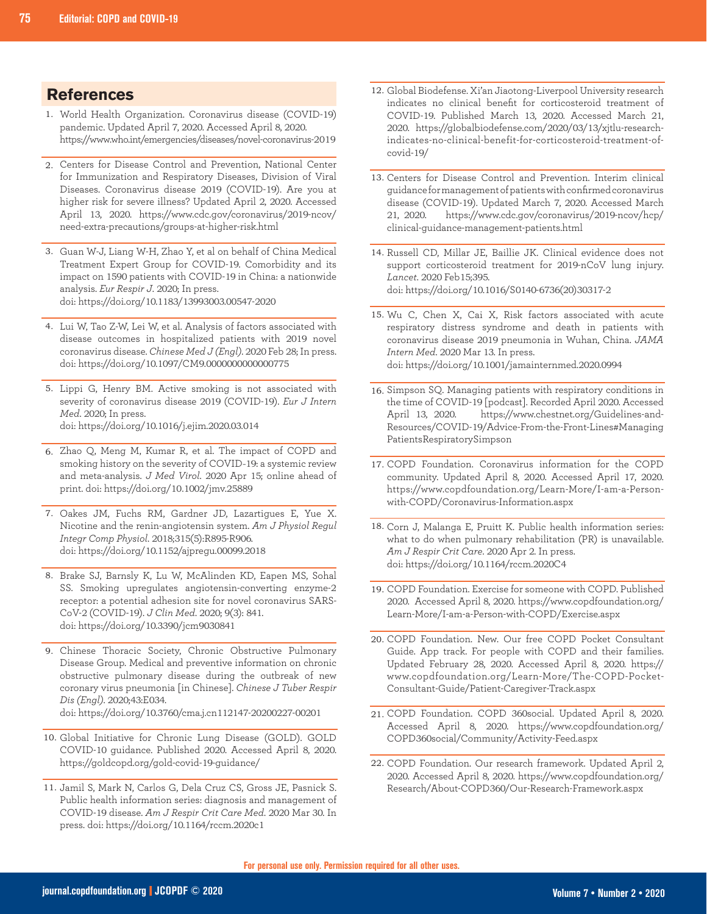## References

1. World Health Organization. Coronavirus disease (COVID-19) pandemic. Updated April 7, 2020. Accessed April 8, 2020. https://www.who.int/emergencies/diseases/novel-coronavirus-2019

2. Centers for Disease Control and Prevention, National Center for Immunization and Respiratory Diseases, Division of Viral Diseases. Coronavirus disease 2019 (COVID-19). Are you at higher risk for severe illness? Updated April 2, 2020. Accessed April 13, 2020. https://www.cdc.gov/coronavirus/2019-ncov/need-extra-precautions/groups-at-higher-risk.html

3. Guan W-J, Liang W-H, Zhao Y, et al on behalf of China Medical Treatment Expert Group for COVID-19. Comorbidity and its impact on 1590 patients with COVID-19 in China: a nationwide analysis. *Eur Respir J*. 2020; In press. doi: https://doi.org/10.1183/13993003.00547-2020

4. Lui W, Tao Z-W, Lei W, et al. Analysis of factors associated with disease outcomes in hospitalized patients with 2019 novel coronavirus disease. *Chinese Med J (Engl)*. 2020 Feb 28; In press. doi: https://doi.org/10.1097/CM9.0000000000000775

5. Lippi G, Henry BM. Active smoking is not associated with severity of coronavirus disease 2019 (COVID-19). *Eur J Intern Med*. 2020; In press. doi: https://doi.org/10.1016/j.ejim.2020.03.014

6. Zhao Q, Meng M, Kumar R, et al. The impact of COPD and smoking history on the severity of COVID-19: a systemic review and meta-analysis. *J Med Virol*. 2020 Apr 15; online ahead of print. doi: https://doi.org/10.1002/jmv.25889

7. Oakes JM, Fuchs RM, Gardner JD, Lazartigues E, Yue X. Nicotine and the renin-angiotensin system. *Am J Physiol Regul Integr Comp Physiol*. 2018;315(5):R895-R906. doi: https://doi.org/10.1152/ajpregu.00099.2018

8. Brake SJ, Barnsly K, Lu W, McAlinden KD, Eapen MS, Sohal SS. Smoking upregulates angiotensin-converting enzyme-2 receptor: a potential adhesion site for novel coronavirus SARS-CoV-2 (COVID-19). *J Clin Med*. 2020; 9(3): 841. doi: https://doi.org/10.3390/jcm9030841

9. Chinese Thoracic Society, Chronic Obstructive Pulmonary Disease Group. Medical and preventive information on chronic obstructive pulmonary disease during the outbreak of new coronary virus pneumonia [in Chinese]. *Chinese J Tuber Respir Dis (Engl)*. 2020;43:E034. doi: https://doi.org/10.3760/cma.j.cn112147-20200227-00201

10. Global Initiative for Chronic Lung Disease (GOLD). GOLD COVID-10 guidance. Published 2020. Accessed April 8, 2020. https://goldcopd.org/gold-covid-19-guidance/

11. Jamil S, Mark N, Carlos G, Dela Cruz CS, Gross JE, Pasnick S. Public health information series: diagnosis and management of COVID-19 disease. *Am J Respir Crit Care Med*. 2020 Mar 30. In press. doi: https://doi.org/10.1164/rccm.2020c1

12. Global Biodefense. Xi'an Jiaotong-Liverpool University research indicates no clinical benefit for corticosteroid treatment of COVID-19. Published March 13, 2020. Accessed March 21, 2020. https://globalbiodefense.com/2020/03/13/xjtlu-research-indicates-no-clinical-benefit-for-corticosteroid-treatment-of-covid-19/

13. Centers for Disease Control and Prevention. Interim clinical guidance for management of patients with confirmed coronavirus disease (COVID-19). Updated March 7, 2020. Accessed March 21, 2020. https://www.cdc.gov/coronavirus/2019-ncov/hcp/clinical-guidance-management-patients.html

14. Russell CD, Millar JE, Baillie JK. Clinical evidence does not support corticosteroid treatment for 2019-nCoV lung injury. *Lancet*. 2020 Feb15;395. doi: https://doi.org/10.1016/S0140-6736(20)30317-2

15. Wu C, Chen X, Cai X, Risk factors associated with acute respiratory distress syndrome and death in patients with coronavirus disease 2019 pneumonia in Wuhan, China. *JAMA Intern Med*. 2020 Mar 13. In press. doi: https://doi.org/10.1001/jamainternmed.2020.0994

16. Simpson SQ. Managing patients with respiratory conditions in the time of COVID-19 [podcast]. Recorded April 2020. Accessed April 13, 2020. https://www.chestnet.org/Guidelines-and-Resources/COVID-19/Advice-From-the-Front-Lines#ManagingPatientsRespiratorySimpson

17. COPD Foundation. Coronavirus information for the COPD community. Updated April 8, 2020. Accessed April 17, 2020. https://www.copdfoundation.org/Learn-More/I-am-a-Person-with-COPD/Coronavirus-Information.aspx

18. Corn J, Malanga E, Pruitt K. Public health information series: what to do when pulmonary rehabilitation (PR) is unavailable. *Am J Respir Crit Care*. 2020 Apr 2. In press. doi: https://doi.org/10.1164/rccm.2020C4

19. COPD Foundation. Exercise for someone with COPD. Published 2020. Accessed April 8, 2020. https://www.copdfoundation.org/Learn-More/I-am-a-Person-with-COPD/Exercise.aspx

20. COPD Foundation. New. Our free COPD Pocket Consultant Guide. App track. For people with COPD and their families. Updated February 28, 2020. Accessed April 8, 2020. https://www.copdfoundation.org/Learn-More/The-COPD-Pocket-Consultant-Guide/Patient-Caregiver-Track.aspx

21. COPD Foundation. COPD 360social. Updated April 8, 2020. Accessed April 8, 2020. https://www.copdfoundation.org/COPD360social/Community/Activity-Feed.aspx

22. COPD Foundation. Our research framework. Updated April 2, 2020. Accessed April 8, 2020. https://www.copdfoundation.org/Research/About-COPD360/Our-Research-Framework.aspx